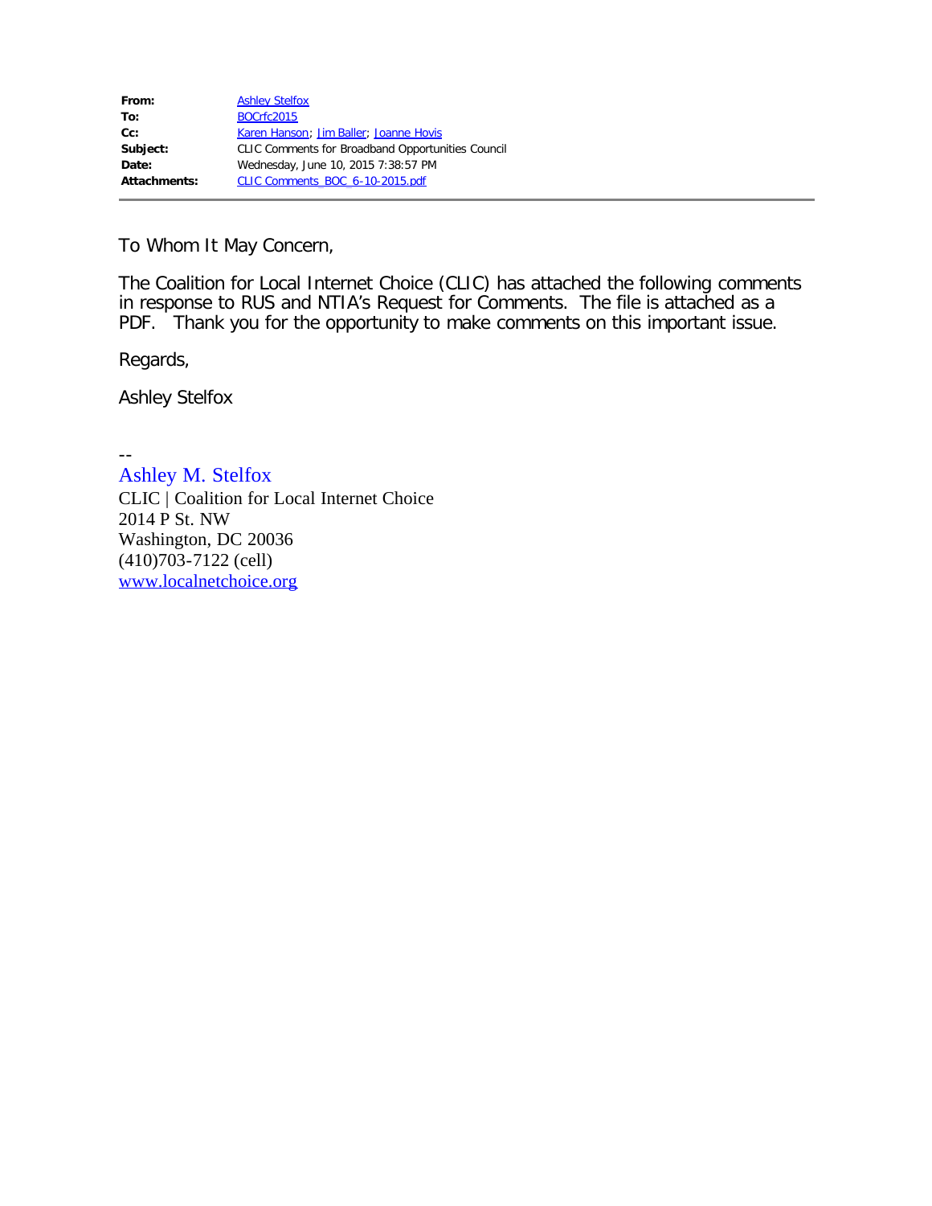| | |
|---|---|
| **From:** | Ashley Stelfox |
| **To:** | BOCrfc2015 |
| **Cc:** | Karen Hanson; Jim Baller; Joanne Hovis |
| **Subject:** | CLIC Comments for Broadband Opportunities Council |
| **Date:** | Wednesday, June 10, 2015 7:38:57 PM |
| **Attachments:** | CLIC Comments_BOC_6-10-2015.pdf |

To Whom It May Concern,

The Coalition for Local Internet Choice (CLIC) has attached the following comments in response to RUS and NTIA's Request for Comments. The file is attached as a PDF. Thank you for the opportunity to make comments on this important issue.

Regards,

Ashley Stelfox

--
Ashley M. Stelfox
CLIC | Coalition for Local Internet Choice
2014 P St. NW
Washington, DC 20036
(410)703-7122 (cell)
www.localnetchoice.org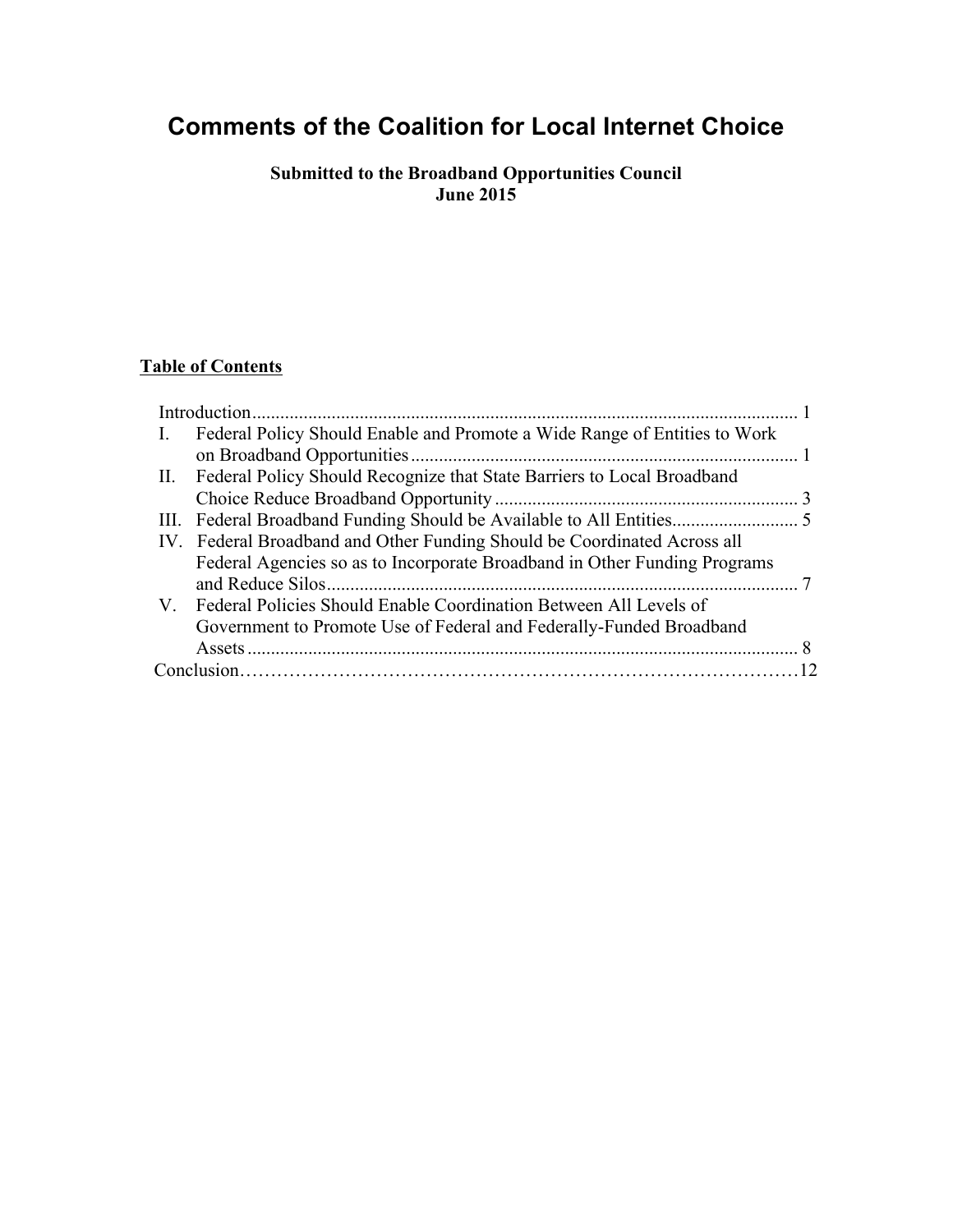# Comments of the Coalition for Local Internet Choice

**Submitted to the Broadband Opportunities Council**
**June 2015**

**Table of Contents**

Introduction ..................................................................................................................... 1

I. Federal Policy Should Enable and Promote a Wide Range of Entities to Work on Broadband Opportunities ................................................................................... 1

II. Federal Policy Should Recognize that State Barriers to Local Broadband Choice Reduce Broadband Opportunity ................................................................ 3

III. Federal Broadband Funding Should be Available to All Entities........................... 5

IV. Federal Broadband and Other Funding Should be Coordinated Across all Federal Agencies so as to Incorporate Broadband in Other Funding Programs and Reduce Silos.................................................................................................... 7

V. Federal Policies Should Enable Coordination Between All Levels of Government to Promote Use of Federal and Federally-Funded Broadband Assets ..................................................................................................................... 8

Conclusion……………………………………………………………………………12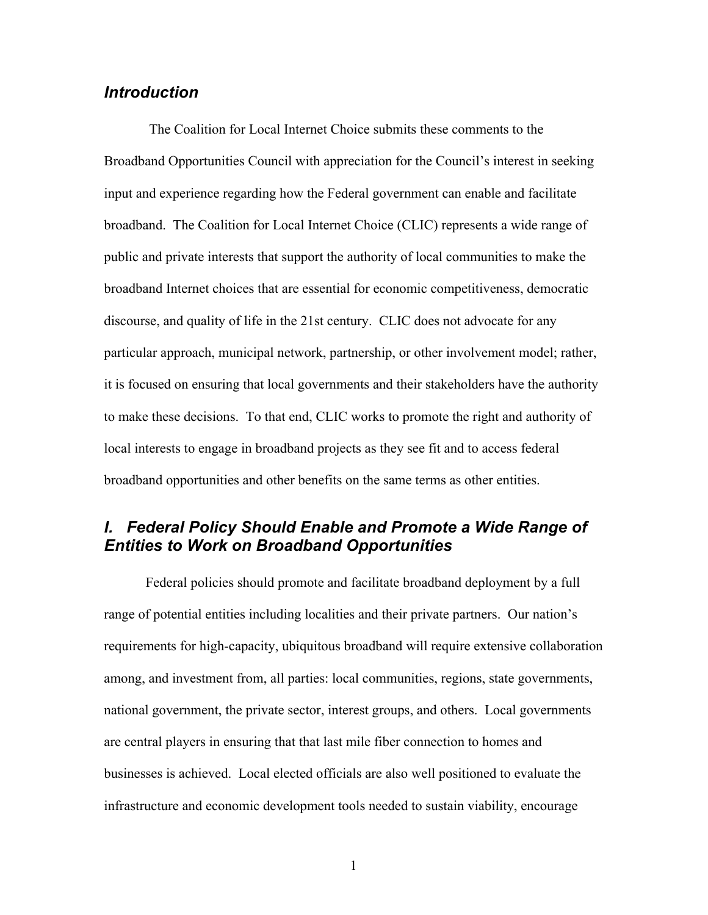## *Introduction*

The Coalition for Local Internet Choice submits these comments to the Broadband Opportunities Council with appreciation for the Council's interest in seeking input and experience regarding how the Federal government can enable and facilitate broadband. The Coalition for Local Internet Choice (CLIC) represents a wide range of public and private interests that support the authority of local communities to make the broadband Internet choices that are essential for economic competitiveness, democratic discourse, and quality of life in the 21st century. CLIC does not advocate for any particular approach, municipal network, partnership, or other involvement model; rather, it is focused on ensuring that local governments and their stakeholders have the authority to make these decisions. To that end, CLIC works to promote the right and authority of local interests to engage in broadband projects as they see fit and to access federal broadband opportunities and other benefits on the same terms as other entities.

## *I. Federal Policy Should Enable and Promote a Wide Range of Entities to Work on Broadband Opportunities*

Federal policies should promote and facilitate broadband deployment by a full range of potential entities including localities and their private partners. Our nation's requirements for high-capacity, ubiquitous broadband will require extensive collaboration among, and investment from, all parties: local communities, regions, state governments, national government, the private sector, interest groups, and others. Local governments are central players in ensuring that that last mile fiber connection to homes and businesses is achieved. Local elected officials are also well positioned to evaluate the infrastructure and economic development tools needed to sustain viability, encourage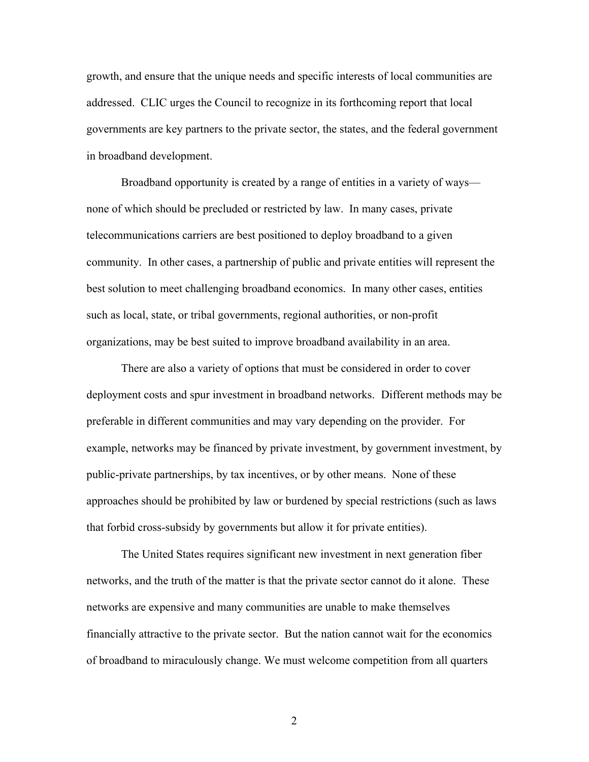growth, and ensure that the unique needs and specific interests of local communities are addressed. CLIC urges the Council to recognize in its forthcoming report that local governments are key partners to the private sector, the states, and the federal government in broadband development.

Broadband opportunity is created by a range of entities in a variety of ways—none of which should be precluded or restricted by law. In many cases, private telecommunications carriers are best positioned to deploy broadband to a given community. In other cases, a partnership of public and private entities will represent the best solution to meet challenging broadband economics. In many other cases, entities such as local, state, or tribal governments, regional authorities, or non-profit organizations, may be best suited to improve broadband availability in an area.

There are also a variety of options that must be considered in order to cover deployment costs and spur investment in broadband networks. Different methods may be preferable in different communities and may vary depending on the provider. For example, networks may be financed by private investment, by government investment, by public-private partnerships, by tax incentives, or by other means. None of these approaches should be prohibited by law or burdened by special restrictions (such as laws that forbid cross-subsidy by governments but allow it for private entities).

The United States requires significant new investment in next generation fiber networks, and the truth of the matter is that the private sector cannot do it alone. These networks are expensive and many communities are unable to make themselves financially attractive to the private sector. But the nation cannot wait for the economics of broadband to miraculously change. We must welcome competition from all quarters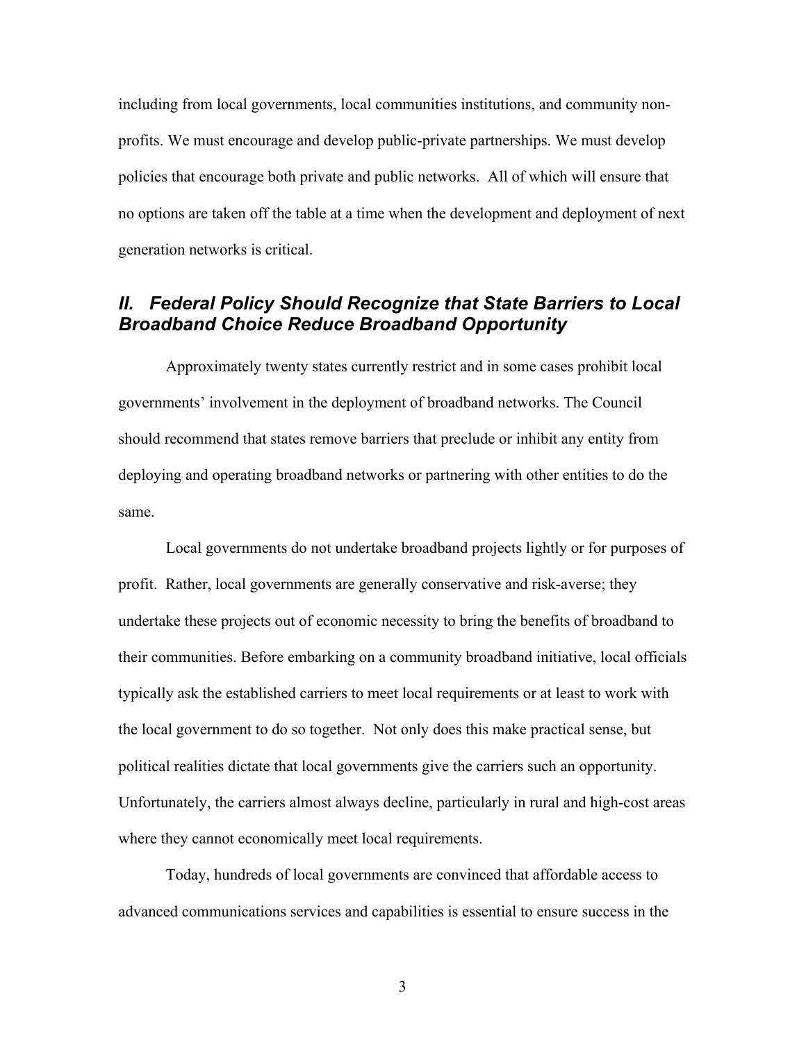including from local governments, local communities institutions, and community non-profits. We must encourage and develop public-private partnerships. We must develop policies that encourage both private and public networks. All of which will ensure that no options are taken off the table at a time when the development and deployment of next generation networks is critical.

## *II. Federal Policy Should Recognize that State Barriers to Local Broadband Choice Reduce Broadband Opportunity*

Approximately twenty states currently restrict and in some cases prohibit local governments' involvement in the deployment of broadband networks. The Council should recommend that states remove barriers that preclude or inhibit any entity from deploying and operating broadband networks or partnering with other entities to do the same.

Local governments do not undertake broadband projects lightly or for purposes of profit. Rather, local governments are generally conservative and risk-averse; they undertake these projects out of economic necessity to bring the benefits of broadband to their communities. Before embarking on a community broadband initiative, local officials typically ask the established carriers to meet local requirements or at least to work with the local government to do so together. Not only does this make practical sense, but political realities dictate that local governments give the carriers such an opportunity. Unfortunately, the carriers almost always decline, particularly in rural and high-cost areas where they cannot economically meet local requirements.

Today, hundreds of local governments are convinced that affordable access to advanced communications services and capabilities is essential to ensure success in the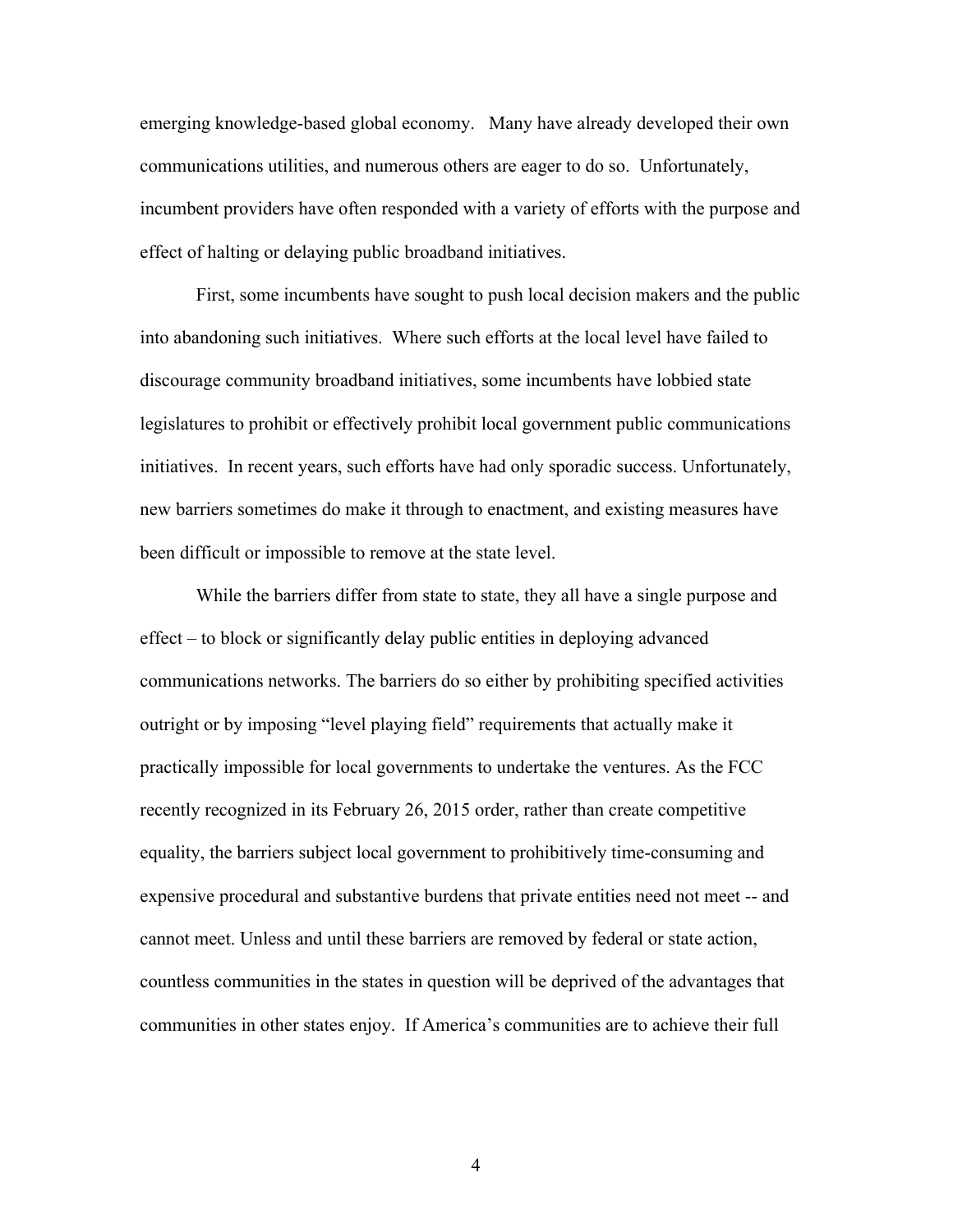emerging knowledge-based global economy. Many have already developed their own communications utilities, and numerous others are eager to do so. Unfortunately, incumbent providers have often responded with a variety of efforts with the purpose and effect of halting or delaying public broadband initiatives.

First, some incumbents have sought to push local decision makers and the public into abandoning such initiatives. Where such efforts at the local level have failed to discourage community broadband initiatives, some incumbents have lobbied state legislatures to prohibit or effectively prohibit local government public communications initiatives. In recent years, such efforts have had only sporadic success. Unfortunately, new barriers sometimes do make it through to enactment, and existing measures have been difficult or impossible to remove at the state level.

While the barriers differ from state to state, they all have a single purpose and effect – to block or significantly delay public entities in deploying advanced communications networks. The barriers do so either by prohibiting specified activities outright or by imposing "level playing field" requirements that actually make it practically impossible for local governments to undertake the ventures. As the FCC recently recognized in its February 26, 2015 order, rather than create competitive equality, the barriers subject local government to prohibitively time-consuming and expensive procedural and substantive burdens that private entities need not meet -- and cannot meet. Unless and until these barriers are removed by federal or state action, countless communities in the states in question will be deprived of the advantages that communities in other states enjoy. If America's communities are to achieve their full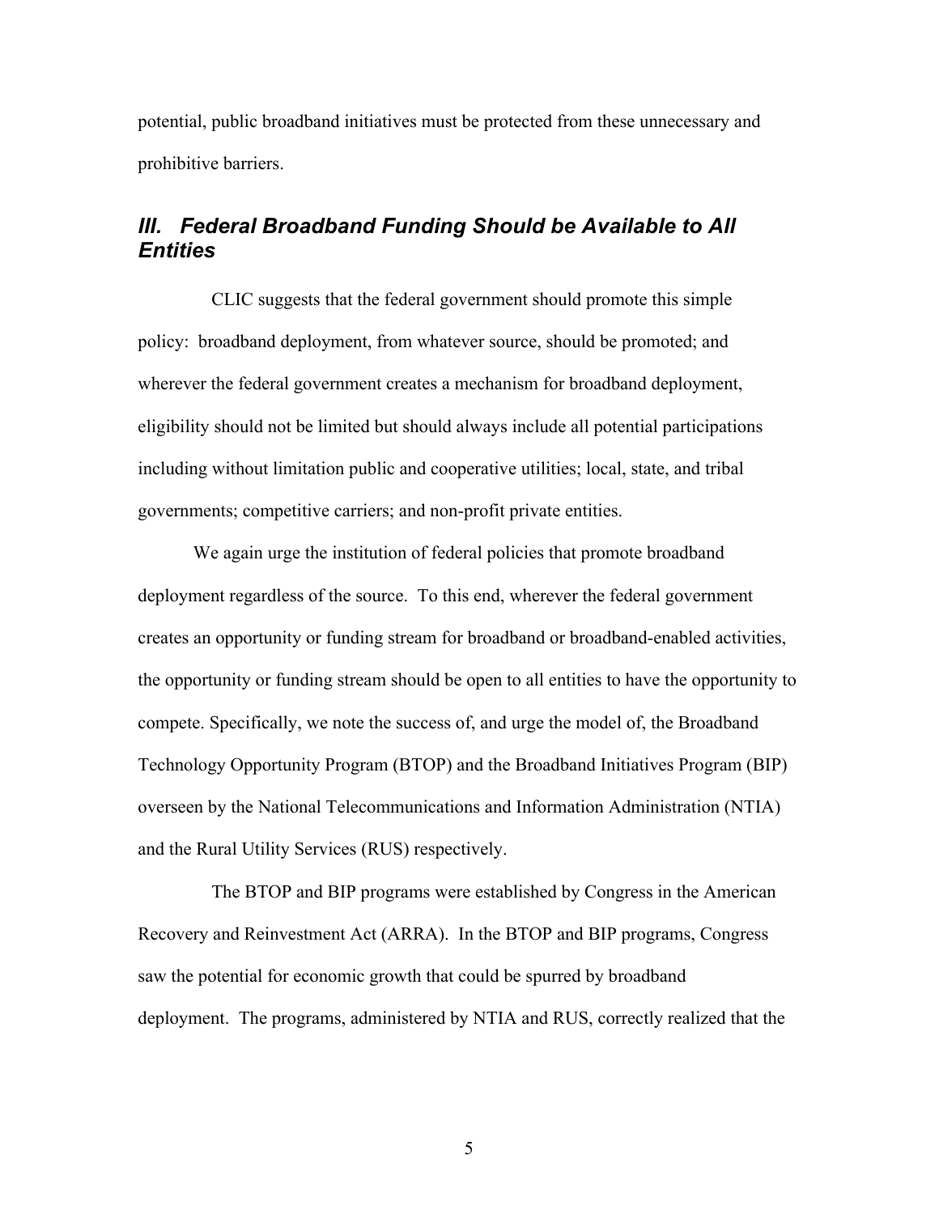potential, public broadband initiatives must be protected from these unnecessary and prohibitive barriers.

## *III. Federal Broadband Funding Should be Available to All Entities*

CLIC suggests that the federal government should promote this simple policy: broadband deployment, from whatever source, should be promoted; and wherever the federal government creates a mechanism for broadband deployment, eligibility should not be limited but should always include all potential participations including without limitation public and cooperative utilities; local, state, and tribal governments; competitive carriers; and non-profit private entities.

We again urge the institution of federal policies that promote broadband deployment regardless of the source. To this end, wherever the federal government creates an opportunity or funding stream for broadband or broadband-enabled activities, the opportunity or funding stream should be open to all entities to have the opportunity to compete. Specifically, we note the success of, and urge the model of, the Broadband Technology Opportunity Program (BTOP) and the Broadband Initiatives Program (BIP) overseen by the National Telecommunications and Information Administration (NTIA) and the Rural Utility Services (RUS) respectively.

The BTOP and BIP programs were established by Congress in the American Recovery and Reinvestment Act (ARRA). In the BTOP and BIP programs, Congress saw the potential for economic growth that could be spurred by broadband deployment. The programs, administered by NTIA and RUS, correctly realized that the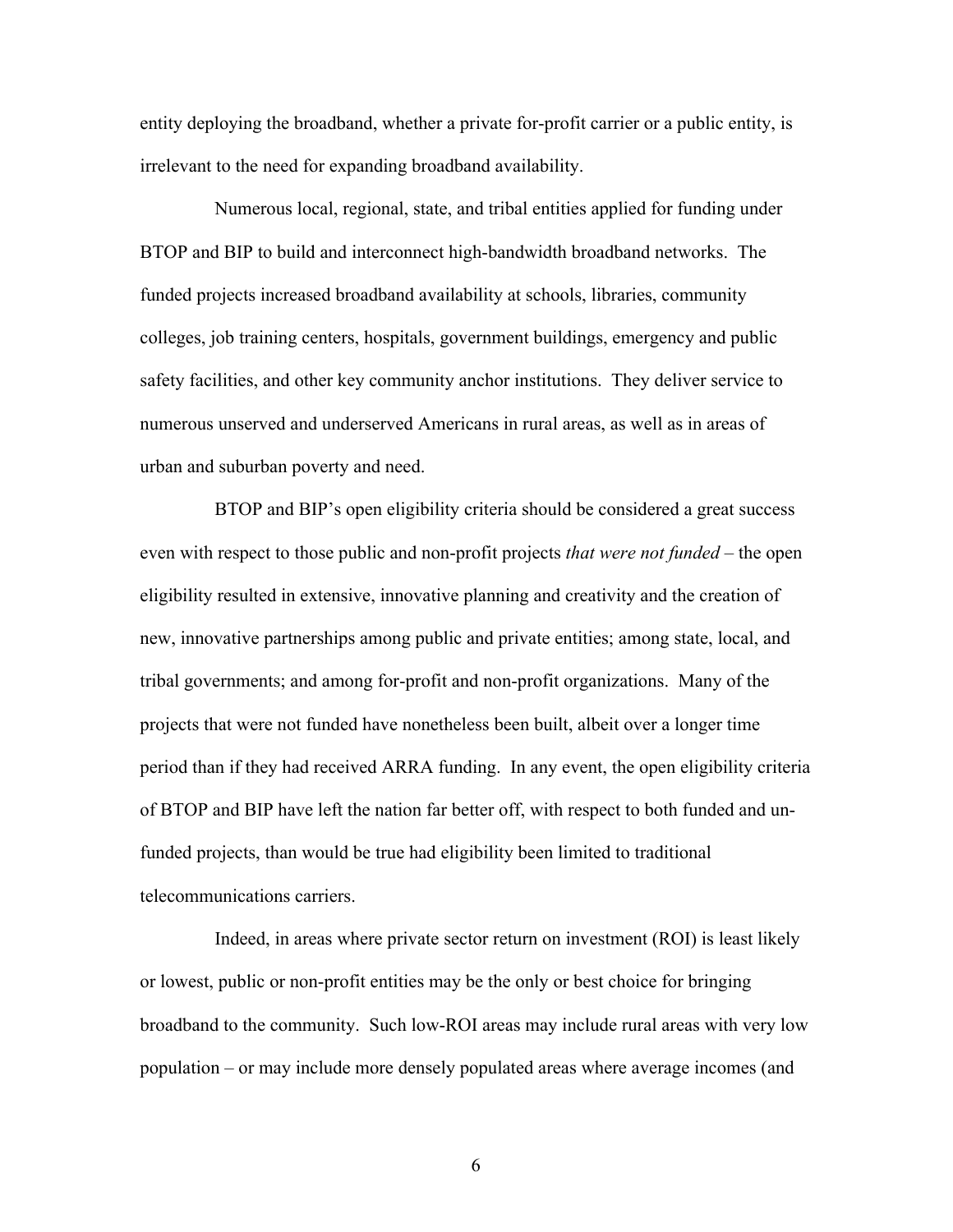entity deploying the broadband, whether a private for-profit carrier or a public entity, is irrelevant to the need for expanding broadband availability.

Numerous local, regional, state, and tribal entities applied for funding under BTOP and BIP to build and interconnect high-bandwidth broadband networks. The funded projects increased broadband availability at schools, libraries, community colleges, job training centers, hospitals, government buildings, emergency and public safety facilities, and other key community anchor institutions. They deliver service to numerous unserved and underserved Americans in rural areas, as well as in areas of urban and suburban poverty and need.

BTOP and BIP's open eligibility criteria should be considered a great success even with respect to those public and non-profit projects *that were not funded* – the open eligibility resulted in extensive, innovative planning and creativity and the creation of new, innovative partnerships among public and private entities; among state, local, and tribal governments; and among for-profit and non-profit organizations. Many of the projects that were not funded have nonetheless been built, albeit over a longer time period than if they had received ARRA funding. In any event, the open eligibility criteria of BTOP and BIP have left the nation far better off, with respect to both funded and un-funded projects, than would be true had eligibility been limited to traditional telecommunications carriers.

Indeed, in areas where private sector return on investment (ROI) is least likely or lowest, public or non-profit entities may be the only or best choice for bringing broadband to the community. Such low-ROI areas may include rural areas with very low population – or may include more densely populated areas where average incomes (and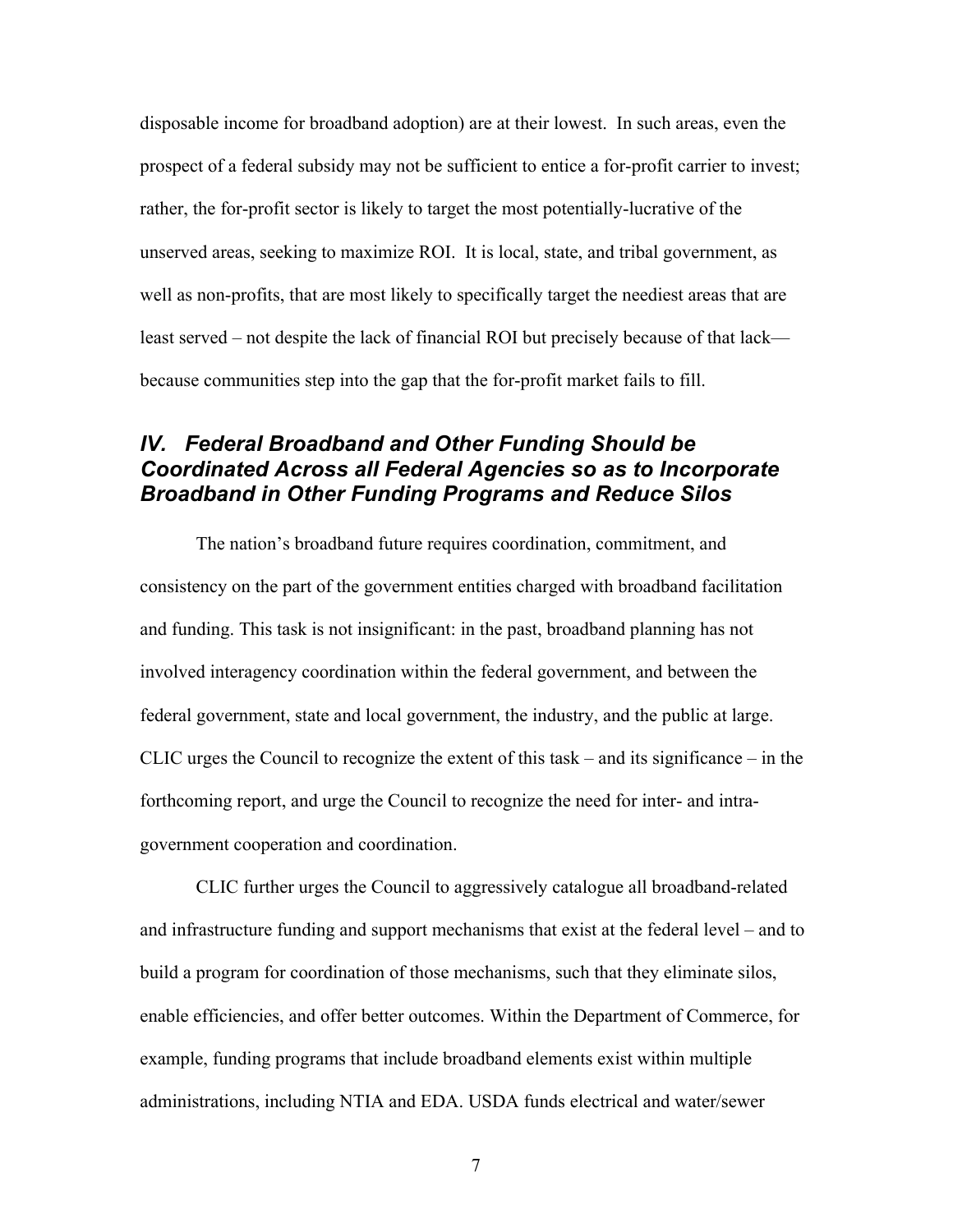disposable income for broadband adoption) are at their lowest. In such areas, even the prospect of a federal subsidy may not be sufficient to entice a for-profit carrier to invest; rather, the for-profit sector is likely to target the most potentially-lucrative of the unserved areas, seeking to maximize ROI. It is local, state, and tribal government, as well as non-profits, that are most likely to specifically target the neediest areas that are least served – not despite the lack of financial ROI but precisely because of that lack—because communities step into the gap that the for-profit market fails to fill.

## *IV. Federal Broadband and Other Funding Should be Coordinated Across all Federal Agencies so as to Incorporate Broadband in Other Funding Programs and Reduce Silos*

The nation's broadband future requires coordination, commitment, and consistency on the part of the government entities charged with broadband facilitation and funding. This task is not insignificant: in the past, broadband planning has not involved interagency coordination within the federal government, and between the federal government, state and local government, the industry, and the public at large. CLIC urges the Council to recognize the extent of this task – and its significance – in the forthcoming report, and urge the Council to recognize the need for inter- and intra-government cooperation and coordination.

CLIC further urges the Council to aggressively catalogue all broadband-related and infrastructure funding and support mechanisms that exist at the federal level – and to build a program for coordination of those mechanisms, such that they eliminate silos, enable efficiencies, and offer better outcomes. Within the Department of Commerce, for example, funding programs that include broadband elements exist within multiple administrations, including NTIA and EDA. USDA funds electrical and water/sewer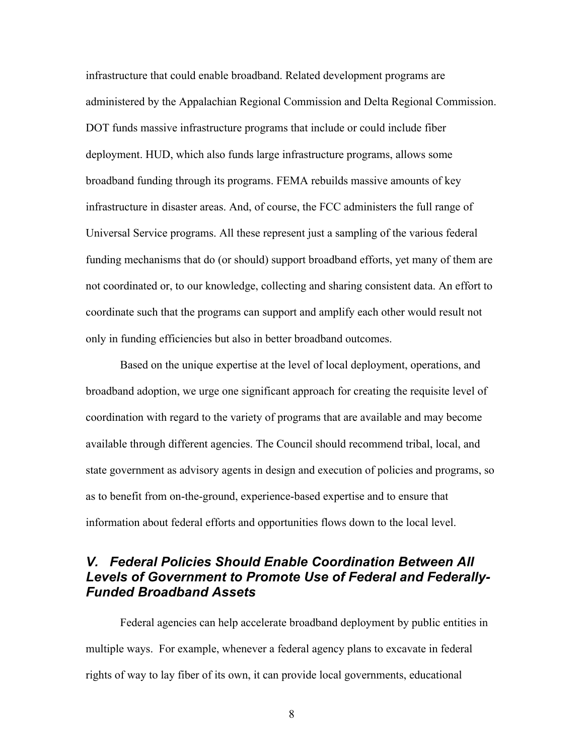infrastructure that could enable broadband. Related development programs are administered by the Appalachian Regional Commission and Delta Regional Commission. DOT funds massive infrastructure programs that include or could include fiber deployment. HUD, which also funds large infrastructure programs, allows some broadband funding through its programs. FEMA rebuilds massive amounts of key infrastructure in disaster areas. And, of course, the FCC administers the full range of Universal Service programs. All these represent just a sampling of the various federal funding mechanisms that do (or should) support broadband efforts, yet many of them are not coordinated or, to our knowledge, collecting and sharing consistent data. An effort to coordinate such that the programs can support and amplify each other would result not only in funding efficiencies but also in better broadband outcomes.

Based on the unique expertise at the level of local deployment, operations, and broadband adoption, we urge one significant approach for creating the requisite level of coordination with regard to the variety of programs that are available and may become available through different agencies. The Council should recommend tribal, local, and state government as advisory agents in design and execution of policies and programs, so as to benefit from on-the-ground, experience-based expertise and to ensure that information about federal efforts and opportunities flows down to the local level.

## *V. Federal Policies Should Enable Coordination Between All Levels of Government to Promote Use of Federal and Federally-Funded Broadband Assets*

Federal agencies can help accelerate broadband deployment by public entities in multiple ways. For example, whenever a federal agency plans to excavate in federal rights of way to lay fiber of its own, it can provide local governments, educational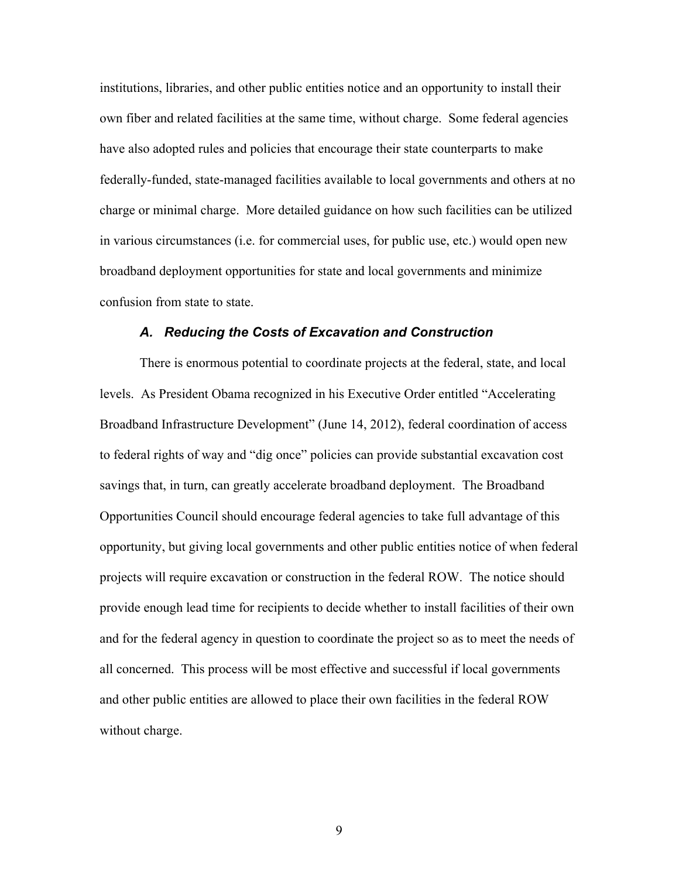institutions, libraries, and other public entities notice and an opportunity to install their own fiber and related facilities at the same time, without charge. Some federal agencies have also adopted rules and policies that encourage their state counterparts to make federally-funded, state-managed facilities available to local governments and others at no charge or minimal charge. More detailed guidance on how such facilities can be utilized in various circumstances (i.e. for commercial uses, for public use, etc.) would open new broadband deployment opportunities for state and local governments and minimize confusion from state to state.

### *A. Reducing the Costs of Excavation and Construction*

There is enormous potential to coordinate projects at the federal, state, and local levels. As President Obama recognized in his Executive Order entitled "Accelerating Broadband Infrastructure Development" (June 14, 2012), federal coordination of access to federal rights of way and "dig once" policies can provide substantial excavation cost savings that, in turn, can greatly accelerate broadband deployment. The Broadband Opportunities Council should encourage federal agencies to take full advantage of this opportunity, but giving local governments and other public entities notice of when federal projects will require excavation or construction in the federal ROW. The notice should provide enough lead time for recipients to decide whether to install facilities of their own and for the federal agency in question to coordinate the project so as to meet the needs of all concerned. This process will be most effective and successful if local governments and other public entities are allowed to place their own facilities in the federal ROW without charge.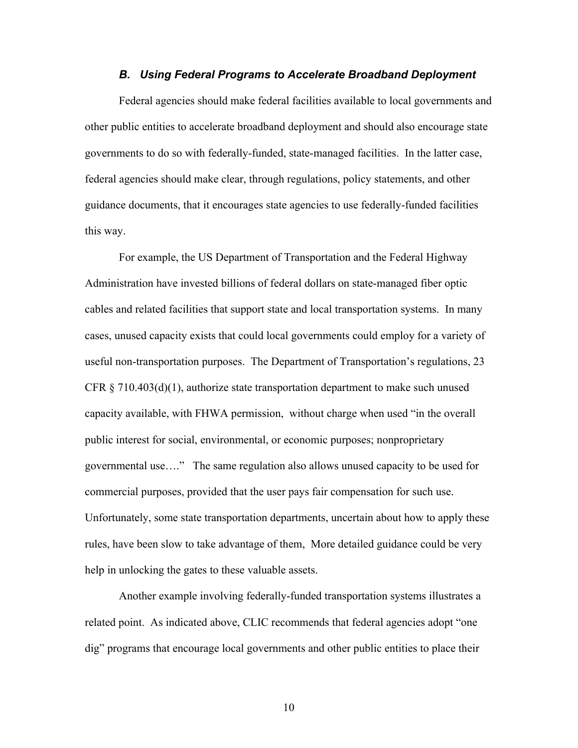### *B. Using Federal Programs to Accelerate Broadband Deployment*

Federal agencies should make federal facilities available to local governments and other public entities to accelerate broadband deployment and should also encourage state governments to do so with federally-funded, state-managed facilities. In the latter case, federal agencies should make clear, through regulations, policy statements, and other guidance documents, that it encourages state agencies to use federally-funded facilities this way.

For example, the US Department of Transportation and the Federal Highway Administration have invested billions of federal dollars on state-managed fiber optic cables and related facilities that support state and local transportation systems. In many cases, unused capacity exists that could local governments could employ for a variety of useful non-transportation purposes. The Department of Transportation's regulations, 23 CFR § 710.403(d)(1), authorize state transportation department to make such unused capacity available, with FHWA permission, without charge when used "in the overall public interest for social, environmental, or economic purposes; nonproprietary governmental use…." The same regulation also allows unused capacity to be used for commercial purposes, provided that the user pays fair compensation for such use. Unfortunately, some state transportation departments, uncertain about how to apply these rules, have been slow to take advantage of them, More detailed guidance could be very help in unlocking the gates to these valuable assets.

Another example involving federally-funded transportation systems illustrates a related point. As indicated above, CLIC recommends that federal agencies adopt "one dig" programs that encourage local governments and other public entities to place their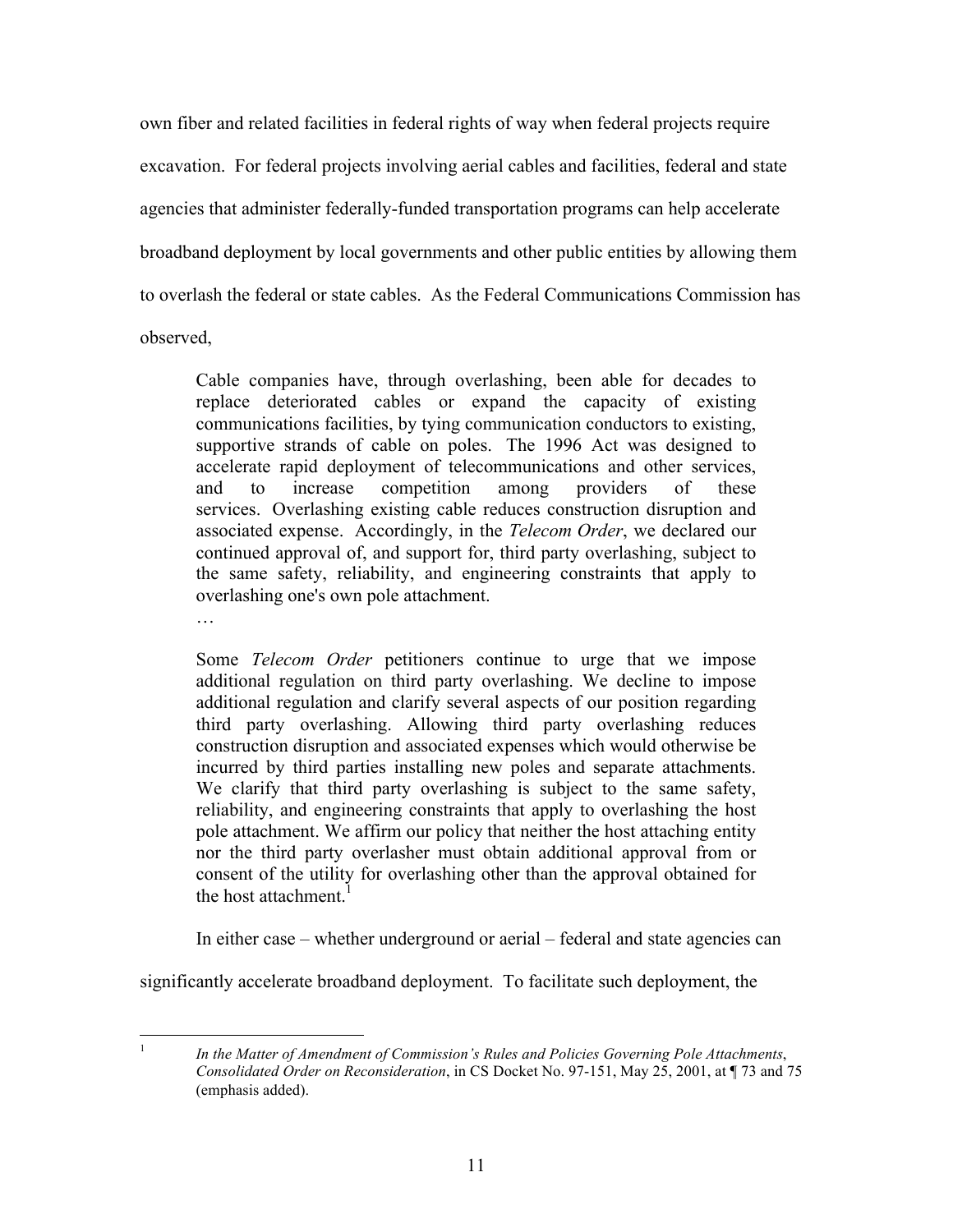own fiber and related facilities in federal rights of way when federal projects require excavation. For federal projects involving aerial cables and facilities, federal and state agencies that administer federally-funded transportation programs can help accelerate broadband deployment by local governments and other public entities by allowing them to overlash the federal or state cables. As the Federal Communications Commission has observed,

> Cable companies have, through overlashing, been able for decades to replace deteriorated cables or expand the capacity of existing communications facilities, by tying communication conductors to existing, supportive strands of cable on poles. The 1996 Act was designed to accelerate rapid deployment of telecommunications and other services, and to increase competition among providers of these services. Overlashing existing cable reduces construction disruption and associated expense. Accordingly, in the *Telecom Order*, we declared our continued approval of, and support for, third party overlashing, subject to the same safety, reliability, and engineering constraints that apply to overlashing one's own pole attachment.
>
> …
>
> Some *Telecom Order* petitioners continue to urge that we impose additional regulation on third party overlashing. We decline to impose additional regulation and clarify several aspects of our position regarding third party overlashing. Allowing third party overlashing reduces construction disruption and associated expenses which would otherwise be incurred by third parties installing new poles and separate attachments. We clarify that third party overlashing is subject to the same safety, reliability, and engineering constraints that apply to overlashing the host pole attachment. We affirm our policy that neither the host attaching entity nor the third party overlasher must obtain additional approval from or consent of the utility for overlashing other than the approval obtained for the host attachment.[1]

In either case – whether underground or aerial – federal and state agencies can significantly accelerate broadband deployment. To facilitate such deployment, the

[1] *In the Matter of Amendment of Commission's Rules and Policies Governing Pole Attachments*, *Consolidated Order on Reconsideration*, in CS Docket No. 97-151, May 25, 2001, at ¶ 73 and 75 (emphasis added).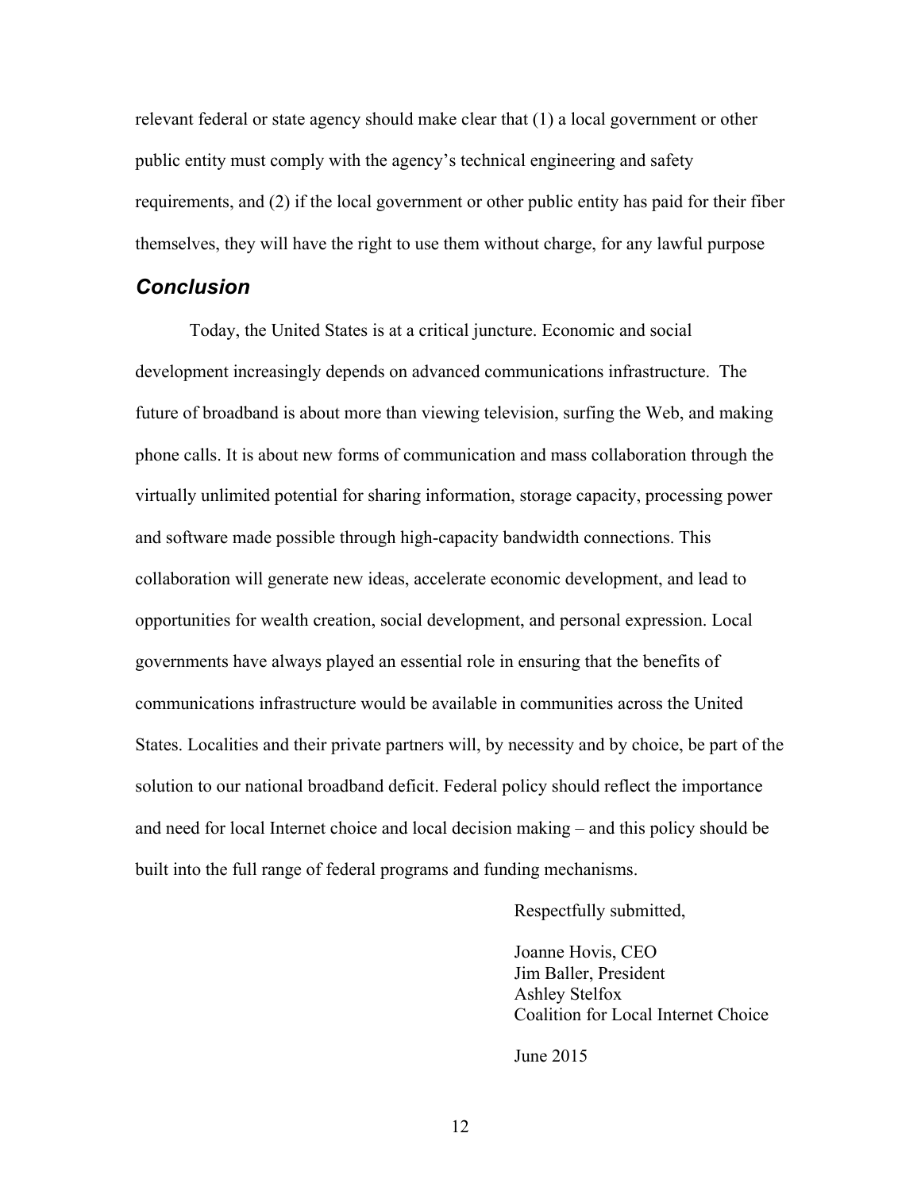relevant federal or state agency should make clear that (1) a local government or other public entity must comply with the agency's technical engineering and safety requirements, and (2) if the local government or other public entity has paid for their fiber themselves, they will have the right to use them without charge, for any lawful purpose

## *Conclusion*

Today, the United States is at a critical juncture. Economic and social development increasingly depends on advanced communications infrastructure. The future of broadband is about more than viewing television, surfing the Web, and making phone calls. It is about new forms of communication and mass collaboration through the virtually unlimited potential for sharing information, storage capacity, processing power and software made possible through high-capacity bandwidth connections. This collaboration will generate new ideas, accelerate economic development, and lead to opportunities for wealth creation, social development, and personal expression. Local governments have always played an essential role in ensuring that the benefits of communications infrastructure would be available in communities across the United States. Localities and their private partners will, by necessity and by choice, be part of the solution to our national broadband deficit. Federal policy should reflect the importance and need for local Internet choice and local decision making – and this policy should be built into the full range of federal programs and funding mechanisms.

Respectfully submitted,

Joanne Hovis, CEO
Jim Baller, President
Ashley Stelfox
Coalition for Local Internet Choice

June 2015